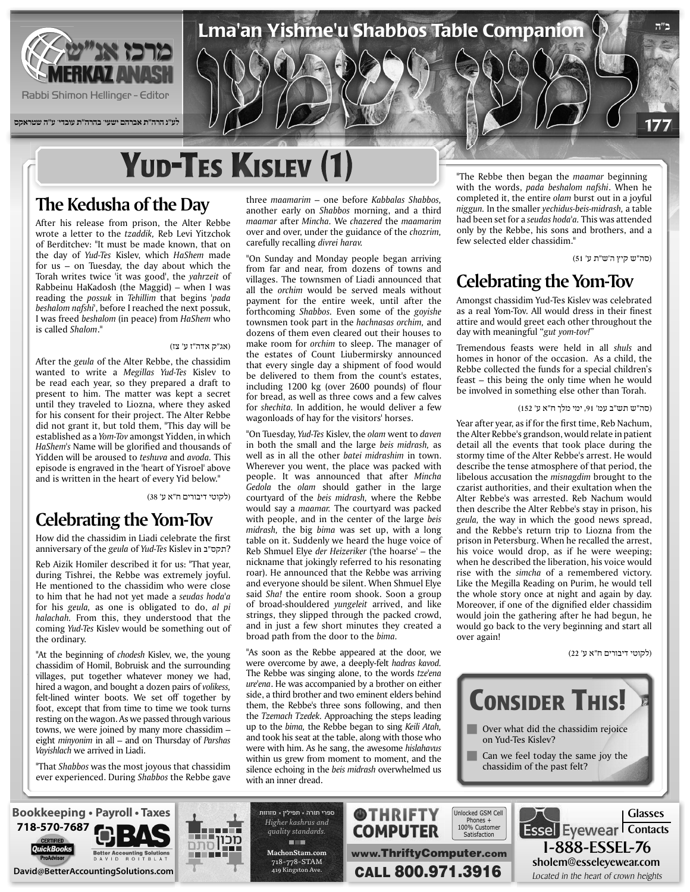# Lma'an Yishme'u Shabbos Table Companion

Rabbi Shimon Hellinger - Editor

לע"נ הרה"ת אברהם ישעי' בהרה"ת עובדי' ע"ה שטראקס

177

## Yud-Tes Kislev (1)

## The Kedusha of the Day

After his release from prison, the Alter Rebbe wrote a letter to the *tzaddik,* Reb Levi Yitzchok of Berditchev: "It must be made known, that on the day of *Yud-Tes* Kislev, which *HaShem* made for us – on Tuesday, the day about which the Torah writes twice 'it was good', the *yahrzeit* of Rabbeinu HaKadosh (the Maggid) – when I was reading the *possuk* in *Tehillim* that begins '*pada beshalom nafshi*', before I reached the next possuk, I was freed *beshalom* (in peace) from *HaShem* who is called *Shalom*."

(אג"ק אדה"ז ע' צז)

After the *geula* of the Alter Rebbe, the chassidim wanted to write a *Megillas Yud-Tes* Kislev to be read each year, so they prepared a draft to present to him. The matter was kept a secret until they traveled to Liozna, where they asked for his consent for their project. The Alter Rebbe did not grant it, but told them, "This day will be established as a *Yom-Tov* amongst Yidden, in which *HaShem's* Name will be glorified and thousands of Yidden will be aroused to *teshuva* and *avoda.* This episode is engraved in the 'heart of Yisroel' above and is written in the heart of every Yid below."

(לקוטי דיבורים ח"א ע' 38)

## Celebrating the Yom-Tov

How did the chassidim in Liadi celebrate the first anniversary of the *geula* of *Yud-Tes* Kislev in תקס"ב?

Reb Aizik Homiler described it for us: "That year, during Tishrei, the Rebbe was extremely joyful. He mentioned to the chassidim who were close to him that he had not yet made a *seudas hoda'a* for his *geula,* as one is obligated to do, *al pi halachah.* From this, they understood that the coming *Yud-Tes* Kislev would be something out of the ordinary.

"At the beginning of *chodesh* Kislev, we, the young chassidim of Homil, Bobruisk and the surrounding villages, put together whatever money we had, hired a wagon, and bought a dozen pairs of *volikess,* felt-lined winter boots. We set off together by foot, except that from time to time we took turns resting on the wagon. As we passed through various towns, we were joined by many more chassidim – eight *minyonim* in all – and on Thursday of *Parshas Vayishlach* we arrived in Liadi.

"That *Shabbos* was the most joyous that chassidim ever experienced. During *Shabbos* the Rebbe gave three *maamarim* – one before *Kabbalas Shabbos,* another early on *Shabbos* morning, and a third *maamar* after *Mincha.* We *chazered* the *maamarim* over and over, under the guidance of the *chozrim,* carefully recalling *divrei harav.*

"On Sunday and Monday people began arriving from far and near, from dozens of towns and villages. The townsmen of Liadi announced that all the *orchim* would be served meals without payment for the entire week, until after the forthcoming *Shabbos.* Even some of the *goyishe* townsmen took part in the *hachnasas orchim,* and dozens of them even cleared out their houses to make room for *orchim* to sleep. The manager of the estates of Count Liubermirsky announced that every single day a shipment of food would be delivered to them from the count's estates, including 1200 kg (over 2600 pounds) of flour for bread, as well as three cows and a few calves for *shechita.* In addition, he would deliver a few wagonloads of hay for the visitors' horses.

"On Tuesday, *Yud-Tes* Kislev, the *olam* went to *daven* in both the small and the large *beis midrash,* as well as in all the other *batei midrashim* in town. Wherever you went, the place was packed with people. It was announced that after *Mincha Gedola* the *olam* should gather in the large courtyard of the *beis midrash,* where the Rebbe would say a *maamar.* The courtyard was packed with people, and in the center of the large *beis midrash,* the big *bima* was set up, with a long table on it. Suddenly we heard the huge voice of Reb Shmuel Elye *der Heizeriker* ('the hoarse' – the nickname that jokingly referred to his resonating roar). He announced that the Rebbe was arriving and everyone should be silent. When Shmuel Elye said *Sha!* the entire room shook. Soon a group of broad-shouldered *yungeleit* arrived, and like strings, they slipped through the packed crowd, and in just a few short minutes they created a broad path from the door to the *bima.*

"As soon as the Rebbe appeared at the door, we were overcome by awe, a deeply-felt *hadras kavod.* The Rebbe was singing alone, to the words *tze'ena ure'ena*. He was accompanied by a brother on either side, a third brother and two eminent elders behind them, the Rebbe's three sons following, and then the *Tzemach Tzedek.* Approaching the steps leading up to the *bima,* the Rebbe began to sing *Keili Atah,* and took his seat at the table, along with those who were with him. As he sang, the awesome *hislahavus* within us grew from moment to moment, and the silence echoing in the *beis midrash* overwhelmed us with an inner dread.

"The Rebbe then began the *maamar* beginning with the words, *pada beshalom nafshi*. When he completed it, the entire *olam* burst out in a joyful *niggun.* In the smaller *yechidus-beis-midrash,* a table had been set for a *seudas hoda'a.* This was attended only by the Rebbe, his sons and brothers, and a few selected elder chassidim."

(סה"ש קיץ ה'ש"ת ע' 51)

## Celebrating the Yom-Tov

Amongst chassidim Yud-Tes Kislev was celebrated as a real Yom-Tov. All would dress in their finest attire and would greet each other throughout the day with meaningful "*gut yom-tov!*"

Tremendous feasts were held in all *shuls* and homes in honor of the occasion. As a child, the Rebbe collected the funds for a special children's feast – this being the only time when he would be involved in something else other than Torah.

(סה"ש תש"ב עמ' 91, ימי מלך ח"א ע' 152)

Year after year, as if for the first time, Reb Nachum, the Alter Rebbe's grandson, would relate in patient detail all the events that took place during the stormy time of the Alter Rebbe's arrest. He would describe the tense atmosphere of that period, the libelous accusation the *misnagdim* brought to the czarist authorities, and their exultation when the Alter Rebbe's was arrested. Reb Nachum would then describe the Alter Rebbe's stay in prison, his *geula,* the way in which the good news spread, and the Rebbe's return trip to Liozna from the prison in Petersburg. When he recalled the arrest, his voice would drop, as if he were weeping; when he described the liberation, his voice would rise with the *simcha* of a remembered victory. Like the Megilla Reading on Purim, he would tell the whole story once at night and again by day. Moreover, if one of the dignified elder chassidim would join the gathering after he had begun, he would go back to the very beginning and start all over again!

(לקוטי דיבורים ח"א ע' 22)

## Consider This!

- Over what did the chassidim rejoice on Yud-Tes Kislev?
- Can we feel today the same joy the chassidim of the past felt?

Bookkeeping • Payroll • Taxes 718-570-7687 BAS Better Accounting Solutions David Roitblat David@BetterAccountingSolutions.com

ספרי תורה • תפילין • מזוזות Higher kashrus and quality standards. MachonStam.com 718-778-STAM 419 Kingston Ave.

Thrifty Computer Unlocked GSM Cell Phones + 100% Customer Satisfaction www.ThriftyComputer.com CALL 800.971.3916

Essel Eyewear Glasses Contacts 1-888-ESSEL-76 sholem@esseleyewear.com Located in the heart of crown heights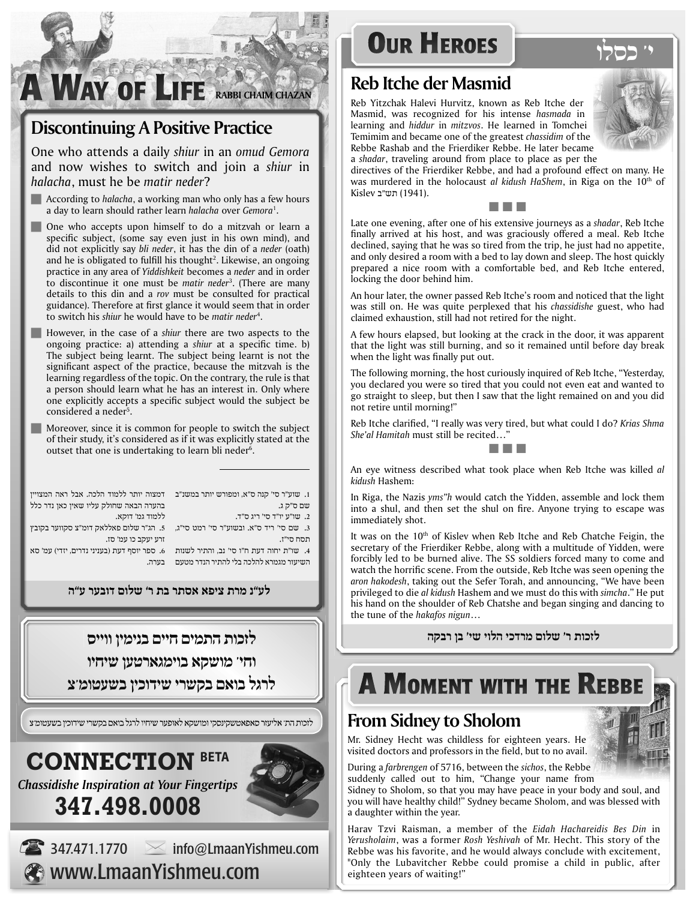# A Way of Life

RABBI CHAIM CHAZAN

## Discontinuing A Positive Practice

One who attends a daily *shiur* in an *omud Gemora* and now wishes to switch and join a *shiur* in *halacha*, must he be *matir neder*?

- According to *halacha*, a working man who only has a few hours a day to learn should rather learn *halacha* over *Gemora*[1].
- One who accepts upon himself to do a mitzvah or learn a specific subject, (some say even just in his own mind), and did not explicitly say *bli neder*, it has the din of a *neder* (oath) and he is obligated to fulfill his thought[2]. Likewise, an ongoing practice in any area of *Yiddishkeit* becomes a *neder* and in order to discontinue it one must be *matir neder*[3]. (There are many details to this din and a *rov* must be consulted for practical guidance). Therefore at first glance it would seem that in order to switch his *shiur* he would have to be *matir neder*[4].
- However, in the case of a *shiur* there are two aspects to the ongoing practice: a) attending a *shiur* at a specific time. b) The subject being learnt. The subject being learnt is not the significant aspect of the practice, because the mitzvah is the learning regardless of the topic. On the contrary, the rule is that a person should learn what he has an interest in. Only where one explicitly accepts a specific subject would the subject be considered a neder[5].
- Moreover, since it is common for people to switch the subject of their study, it's considered as if it was explicitly stated at the outset that one is undertaking to learn bli neder[6].

---

1. שוע"ר סי' קנה ס"א, ומפורש יותר במשנ"ב שם ס"ק ג. דמצוה יותר ללמוד הלכה. אבל ראה המצויין בהערה הבאה שחולק עליו שאין כאן נדר כלל ללמוד גמ' דוקא.
2. שו"ע יו"ד סי' ריג ס"ד.
3. שם סי' ריד ס"א. ובשוע"ר סי' רמט סי"ג, תסח סי"ז.
4. שו"ת יחוה דעת ח"ו סי' נב, והתיר לשנות השיעור מגמרא להלכה בלי להתיר הנדר מטעם
5. הג"ר שלום פאללאק דומ"צ סקווער בקובץ זרע יעקב כו עמ' סז.
6. ספר יוסף דעת (בעניני נדרים, יוד') עמ' סא בערה.

לע"נ מרת ציפא אסתר בת ר' שלום דובער ע"ה

לזכות התמים חיים בנימין ווייס
וחי' מושקא בוימגארטען שיחיו
לרגל בואם בקשרי שידוכין בשעטומ"צ

לזכות הת' אליעזר סאפאטשקינסקי ומושקא לאופער שיחיו לרגל בואם בקשרי שידוכין בשעטומ"צ

**CONNECTION** BETA
*Chassidishe Inspiration at Your Fingertips*
**347.498.0008**

347.471.1770 info@LmaanYishmeu.com
www.LmaanYishmeu.com

# Our Heroes

י' כסלו

## Reb Itche der Masmid

Reb Yitzchak Halevi Hurvitz, known as Reb Itche der Masmid, was recognized for his intense *hasmada* in learning and *hiddur* in *mitzvos*. He learned in Tomchei Temimim and became one of the greatest *chassidim* of the Rebbe Rashab and the Frierdiker Rebbe. He later became a *shadar*, traveling around from place to place as per the directives of the Frierdiker Rebbe, and had a profound effect on many. He was murdered in the holocaust *al kidush HaShem*, in Riga on the 10th of Kislev תש"ב (1941).

■ ■ ■

Late one evening, after one of his extensive journeys as a *shadar*, Reb Itche finally arrived at his host, and was graciously offered a meal. Reb Itche declined, saying that he was so tired from the trip, he just had no appetite, and only desired a room with a bed to lay down and sleep. The host quickly prepared a nice room with a comfortable bed, and Reb Itche entered, locking the door behind him.

An hour later, the owner passed Reb Itche's room and noticed that the light was still on. He was quite perplexed that his *chassidishe* guest, who had claimed exhaustion, still had not retired for the night.

A few hours elapsed, but looking at the crack in the door, it was apparent that the light was still burning, and so it remained until before day break when the light was finally put out.

The following morning, the host curiously inquired of Reb Itche, "Yesterday, you declared you were so tired that you could not even eat and wanted to go straight to sleep, but then I saw that the light remained on and you did not retire until morning!"

Reb Itche clarified, "I really was very tired, but what could I do? *Krias Shma She'al Hamitah* must still be recited…"

■ ■ ■

An eye witness described what took place when Reb Itche was killed *al kidush* Hashem:

In Riga, the Nazis *yms"h* would catch the Yidden, assemble and lock them into a shul, and then set the shul on fire. Anyone trying to escape was immediately shot.

It was on the 10th of Kislev when Reb Itche and Reb Chatche Feigin, the secretary of the Frierdiker Rebbe, along with a multitude of Yidden, were forcibly led to be burned alive. The SS soldiers forced many to come and watch the horrific scene. From the outside, Reb Itche was seen opening the *aron hakodesh*, taking out the Sefer Torah, and announcing, "We have been privileged to die *al kidush* Hashem and we must do this with *simcha*." He put his hand on the shoulder of Reb Chatshe and began singing and dancing to the tune of the *hakafos nigun*…

לזכות ר' שלום מרדכי הלוי שי' בן רבקה

# A Moment with the Rebbe

## From Sidney to Sholom

Mr. Sidney Hecht was childless for eighteen years. He visited doctors and professors in the field, but to no avail.

During a *farbrengen* of 5716, between the *sichos*, the Rebbe suddenly called out to him, "Change your name from Sidney to Sholom, so that you may have peace in your body and soul, and you will have healthy child!" Sydney became Sholom, and was blessed with a daughter within the year.

Harav Tzvi Raisman, a member of the *Eidah Hachareidis Bes Din* in *Yerusholaim*, was a former *Rosh Yeshivah* of Mr. Hecht. This story of the Rebbe was his favorite, and he would always conclude with excitement, "Only the Lubavitcher Rebbe could promise a child in public, after eighteen years of waiting!"